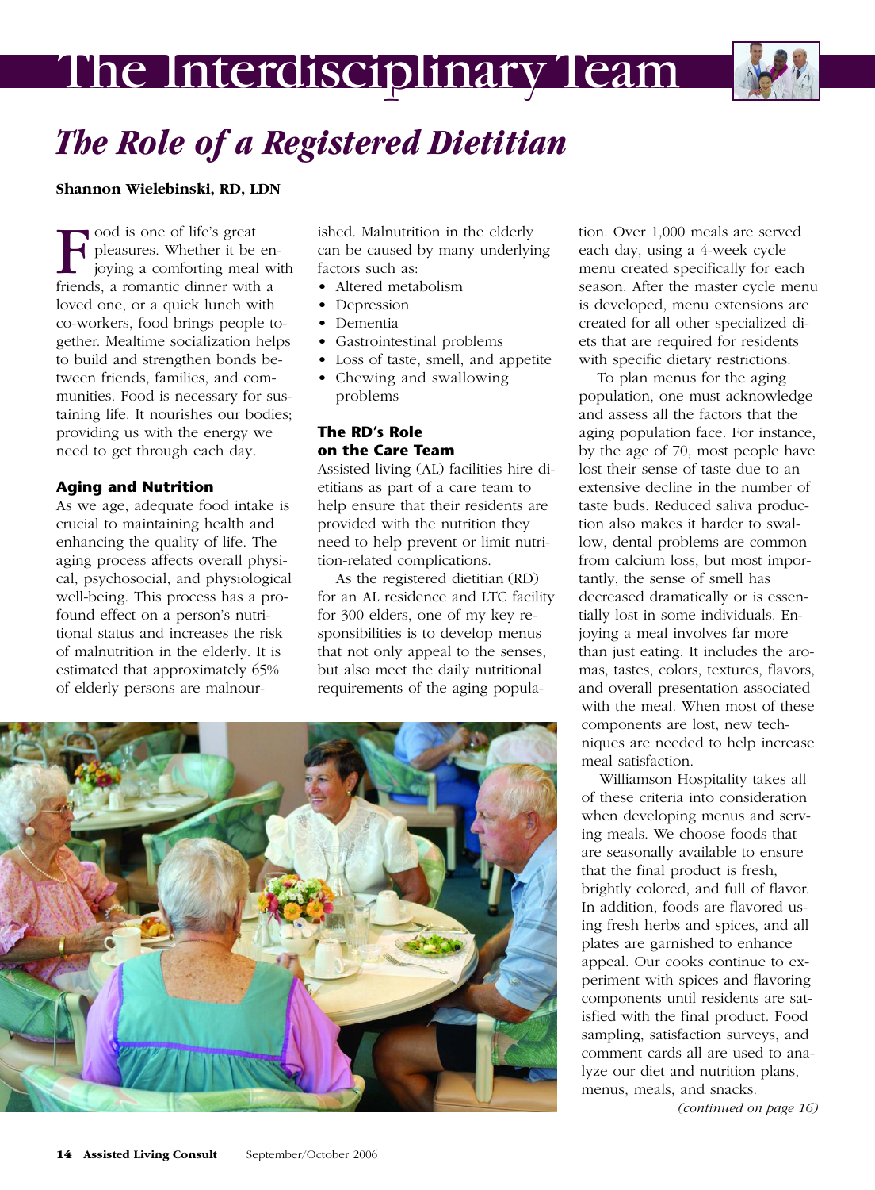# The Interdisciplinary Team

## *The Role of a Registered Dietitian*

**Shannon Wielebinski, RD, LDN**

Food is one of life's great pleasures. Whether it be enjoying a comforting meal with friends, a romantic dinner with a loved one, or a quick lunch with co-workers, food brings people together. Mealtime socialization helps to build and strengthen bonds between friends, families, and communities. Food is necessary for sustaining life. It nourishes our bodies; providing us with the energy we need to get through each day.

### Aging and Nutrition

As we age, adequate food intake is crucial to maintaining health and enhancing the quality of life. The aging process affects overall physical, psychosocial, and physiological well-being. This process has a profound effect on a person's nutritional status and increases the risk of malnutrition in the elderly. It is estimated that approximately 65% of elderly persons are malnourished. Malnutrition in the elderly can be caused by many underlying factors such as:

- Altered metabolism
- Depression
- Dementia
- Gastrointestinal problems
- Loss of taste, smell, and appetite
- Chewing and swallowing problems

### The RD's Role on the Care Team

Assisted living (AL) facilities hire dietitians as part of a care team to help ensure that their residents are provided with the nutrition they need to help prevent or limit nutrition-related complications.

As the registered dietitian (RD) for an AL residence and LTC facility for 300 elders, one of my key responsibilities is to develop menus that not only appeal to the senses, but also meet the daily nutritional requirements of the aging population. Over 1,000 meals are served each day, using a 4-week cycle menu created specifically for each season. After the master cycle menu is developed, menu extensions are created for all other specialized diets that are required for residents with specific dietary restrictions.

To plan menus for the aging population, one must acknowledge and assess all the factors that the aging population face. For instance, by the age of 70, most people have lost their sense of taste due to an extensive decline in the number of taste buds. Reduced saliva production also makes it harder to swallow, dental problems are common from calcium loss, but most importantly, the sense of smell has decreased dramatically or is essentially lost in some individuals. Enjoying a meal involves far more than just eating. It includes the aromas, tastes, colors, textures, flavors, and overall presentation associated with the meal. When most of these components are lost, new techniques are needed to help increase meal satisfaction.

Williamson Hospitality takes all of these criteria into consideration when developing menus and serving meals. We choose foods that are seasonally available to ensure that the final product is fresh, brightly colored, and full of flavor. In addition, foods are flavored using fresh herbs and spices, and all plates are garnished to enhance appeal. Our cooks continue to experiment with spices and flavoring components until residents are satisfied with the final product. Food sampling, satisfaction surveys, and comment cards all are used to analyze our diet and nutrition plans, menus, meals, and snacks.

*(continued on page 16)*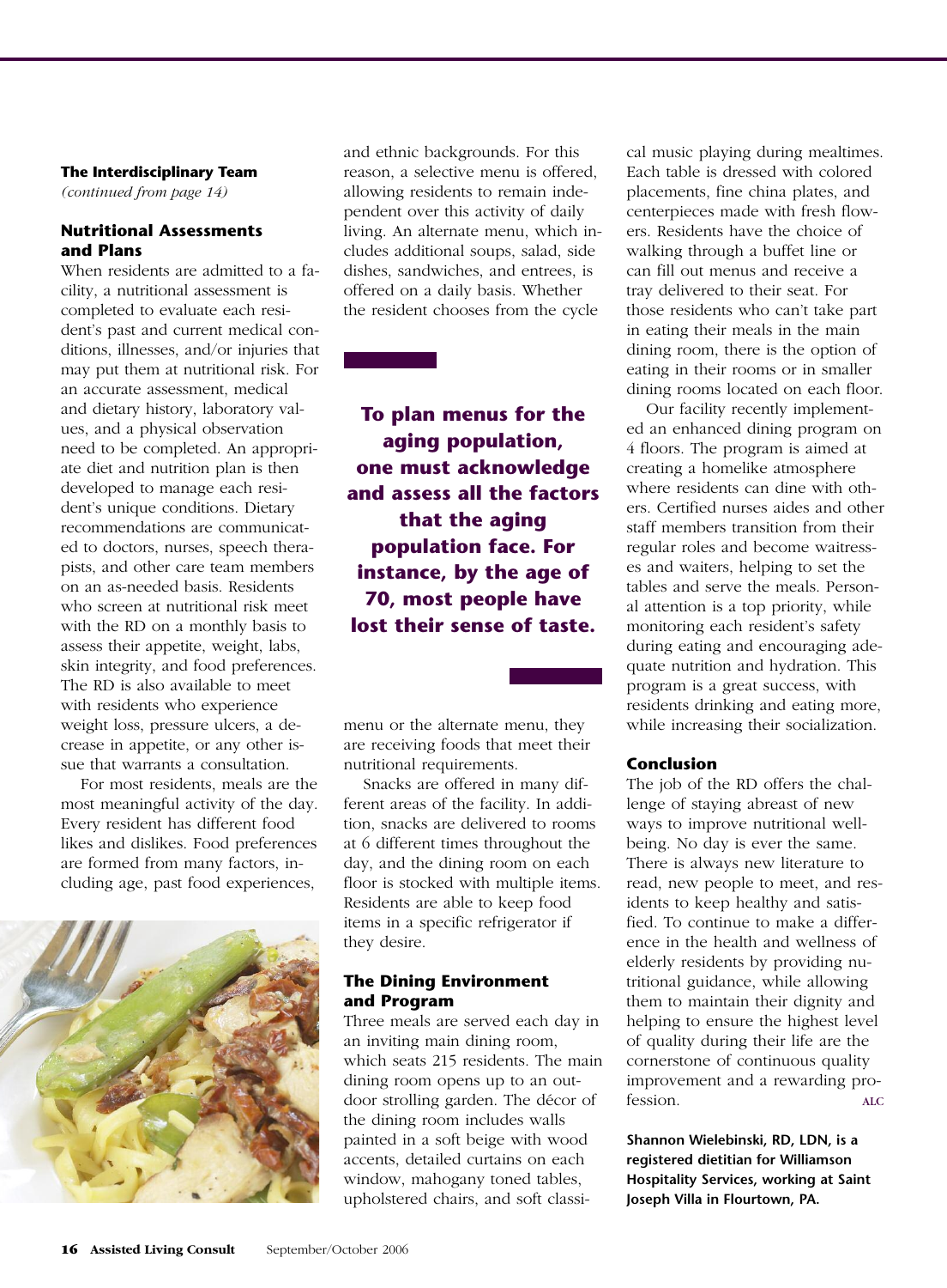### The Interdisciplinary Team

*(continued from page 14)*

### Nutritional Assessments and Plans

When residents are admitted to a facility, a nutritional assessment is completed to evaluate each resident's past and current medical conditions, illnesses, and/or injuries that may put them at nutritional risk. For an accurate assessment, medical and dietary history, laboratory values, and a physical observation need to be completed. An appropriate diet and nutrition plan is then developed to manage each resident's unique conditions. Dietary recommendations are communicated to doctors, nurses, speech therapists, and other care team members on an as-needed basis. Residents who screen at nutritional risk meet with the RD on a monthly basis to assess their appetite, weight, labs, skin integrity, and food preferences. The RD is also available to meet with residents who experience weight loss, pressure ulcers, a decrease in appetite, or any other issue that warrants a consultation.

For most residents, meals are the most meaningful activity of the day. Every resident has different food likes and dislikes. Food preferences are formed from many factors, including age, past food experiences, and ethnic backgrounds. For this reason, a selective menu is offered, allowing residents to remain independent over this activity of daily living. An alternate menu, which includes additional soups, salad, side dishes, sandwiches, and entrees, is offered on a daily basis. Whether the resident chooses from the cycle menu or the alternate menu, they are receiving foods that meet their nutritional requirements.

**To plan menus for the aging population, one must acknowledge and assess all the factors that the aging population face. For instance, by the age of 70, most people have lost their sense of taste.**

Snacks are offered in many different areas of the facility. In addition, snacks are delivered to rooms at 6 different times throughout the day, and the dining room on each floor is stocked with multiple items. Residents are able to keep food items in a specific refrigerator if they desire.

### The Dining Environment and Program

Three meals are served each day in an inviting main dining room, which seats 215 residents. The main dining room opens up to an outdoor strolling garden. The décor of the dining room includes walls painted in a soft beige with wood accents, detailed curtains on each window, mahogany toned tables, upholstered chairs, and soft classical music playing during mealtimes. Each table is dressed with colored placements, fine china plates, and centerpieces made with fresh flowers. Residents have the choice of walking through a buffet line or can fill out menus and receive a tray delivered to their seat. For those residents who can't take part in eating their meals in the main dining room, there is the option of eating in their rooms or in smaller dining rooms located on each floor.

Our facility recently implemented an enhanced dining program on 4 floors. The program is aimed at creating a homelike atmosphere where residents can dine with others. Certified nurses aides and other staff members transition from their regular roles and become waitresses and waiters, helping to set the tables and serve the meals. Personal attention is a top priority, while monitoring each resident's safety during eating and encouraging adequate nutrition and hydration. This program is a great success, with residents drinking and eating more, while increasing their socialization.

### Conclusion

The job of the RD offers the challenge of staying abreast of new ways to improve nutritional wellbeing. No day is ever the same. There is always new literature to read, new people to meet, and residents to keep healthy and satisfied. To continue to make a difference in the health and wellness of elderly residents by providing nutritional guidance, while allowing them to maintain their dignity and helping to ensure the highest level of quality during their life are the cornerstone of continuous quality improvement and a rewarding profession. ALC

**Shannon Wielebinski, RD, LDN, is a registered dietitian for Williamson Hospitality Services, working at Saint Joseph Villa in Flourtown, PA.**